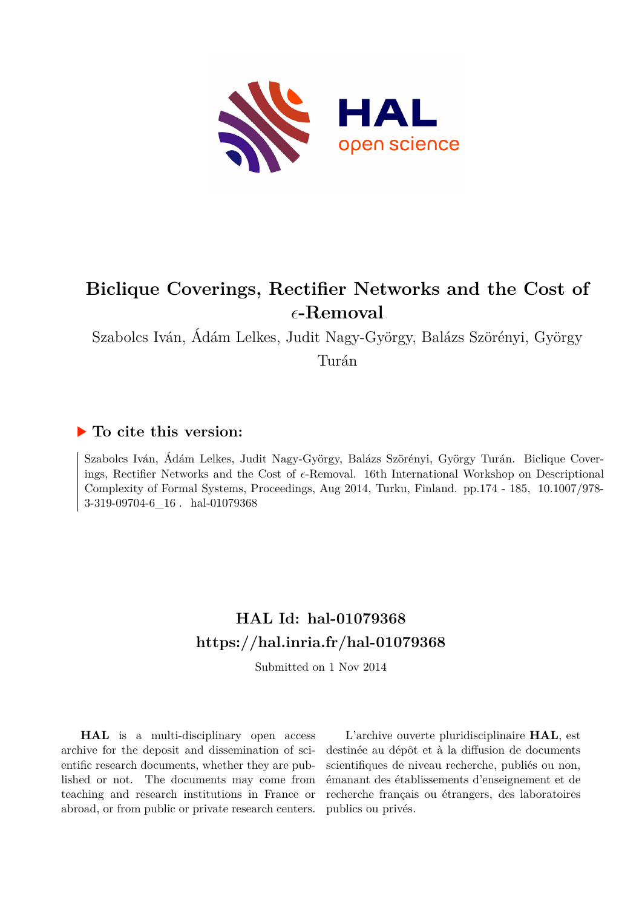# Biclique Coverings, Rectifier Networks and the Cost of $\epsilon$-Removal

Szabolcs Iván, Ádám Lelkes, Judit Nagy-György, Balázs Szörényi, György Turán

## ▶ To cite this version:

Szabolcs Iván, Ádám Lelkes, Judit Nagy-György, Balázs Szörényi, György Turán. Biclique Coverings, Rectifier Networks and the Cost of $\epsilon$-Removal. 16th International Workshop on Descriptional Complexity of Formal Systems, Proceedings, Aug 2014, Turku, Finland. pp.174 - 185, 10.1007/978-3-319-09704-6_16 . hal-01079368

## HAL Id: hal-01079368
## https://hal.inria.fr/hal-01079368

Submitted on 1 Nov 2014

**HAL** is a multi-disciplinary open access archive for the deposit and dissemination of scientific research documents, whether they are published or not. The documents may come from teaching and research institutions in France or abroad, or from public or private research centers.

L'archive ouverte pluridisciplinaire **HAL**, est destinée au dépôt et à la diffusion de documents scientifiques de niveau recherche, publiés ou non, émanant des établissements d'enseignement et de recherche français ou étrangers, des laboratoires publics ou privés.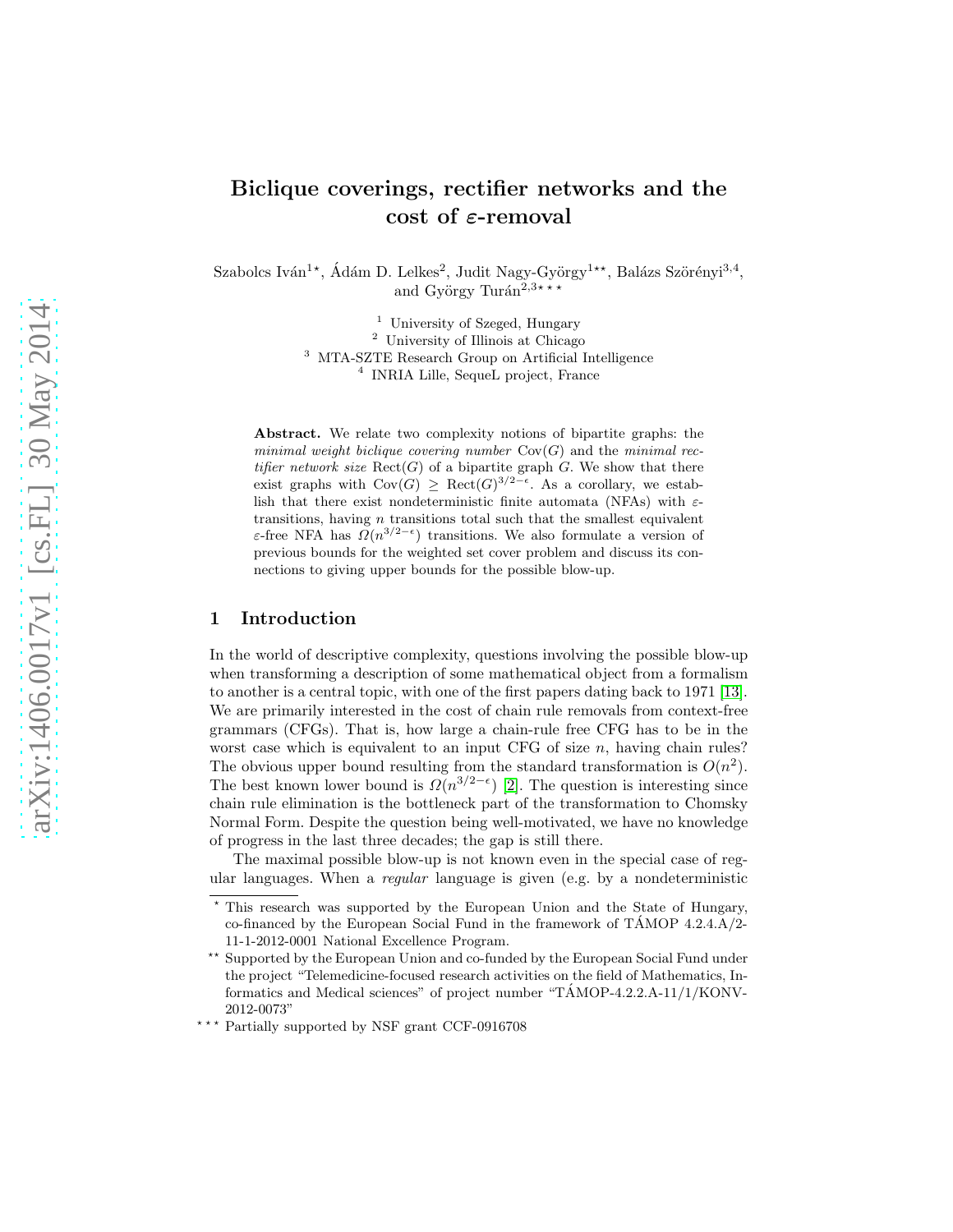# Biclique coverings, rectifier networks and the cost of $\varepsilon$-removal

Szabolcs Iván[1⋆], Ádám D. Lelkes[2], Judit Nagy-György[1⋆⋆], Balázs Szörényi[3,4], and György Turán[2,3⋆⋆⋆]

[1] University of Szeged, Hungary
[2] University of Illinois at Chicago
[3] MTA-SZTE Research Group on Artificial Intelligence
[4] INRIA Lille, SequeL project, France

**Abstract.** We relate two complexity notions of bipartite graphs: the *minimal weight biclique covering number* $\mathrm{Cov}(G)$ and the *minimal rectifier network size* $\mathrm{Rect}(G)$ of a bipartite graph $G$. We show that there exist graphs with $\mathrm{Cov}(G) \geq \mathrm{Rect}(G)^{3/2-\epsilon}$. As a corollary, we establish that there exist nondeterministic finite automata (NFAs) with $\varepsilon$-transitions, having $n$ transitions total such that the smallest equivalent $\varepsilon$-free NFA has $\Omega(n^{3/2-\epsilon})$ transitions. We also formulate a version of previous bounds for the weighted set cover problem and discuss its connections to giving upper bounds for the possible blow-up.

## 1 Introduction

In the world of descriptive complexity, questions involving the possible blow-up when transforming a description of some mathematical object from a formalism to another is a central topic, with one of the first papers dating back to 1971 [13]. We are primarily interested in the cost of chain rule removals from context-free grammars (CFGs). That is, how large a chain-rule free CFG has to be in the worst case which is equivalent to an input CFG of size $n$, having chain rules? The obvious upper bound resulting from the standard transformation is $O(n^2)$. The best known lower bound is $\Omega(n^{3/2-\epsilon})$ [2]. The question is interesting since chain rule elimination is the bottleneck part of the transformation to Chomsky Normal Form. Despite the question being well-motivated, we have no knowledge of progress in the last three decades; the gap is still there.

The maximal possible blow-up is not known even in the special case of regular languages. When a *regular* language is given (e.g. by a nondeterministic

---

⋆ This research was supported by the European Union and the State of Hungary, co-financed by the European Social Fund in the framework of TÁMOP 4.2.4.A/2-11-1-2012-0001 National Excellence Program.

⋆⋆ Supported by the European Union and co-funded by the European Social Fund under the project "Telemedicine-focused research activities on the field of Mathematics, Informatics and Medical sciences" of project number "TÁMOP-4.2.2.A-11/1/KONV-2012-0073"

⋆⋆⋆ Partially supported by NSF grant CCF-0916708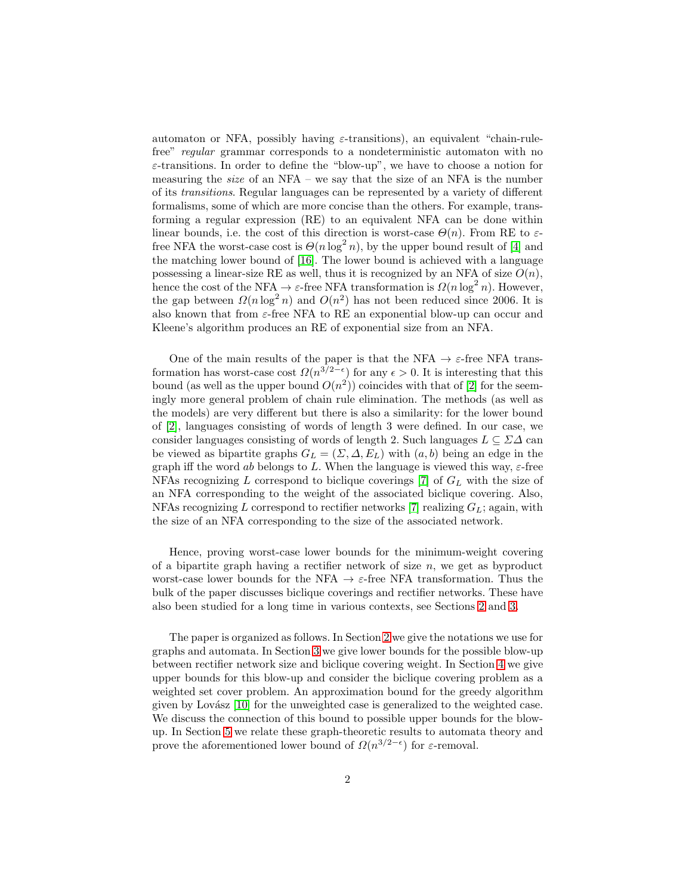automaton or NFA, possibly having $\varepsilon$-transitions), an equivalent "chain-rule-free" *regular* grammar corresponds to a nondeterministic automaton with no $\varepsilon$-transitions. In order to define the "blow-up", we have to choose a notion for measuring the *size* of an NFA – we say that the size of an NFA is the number of its *transitions*. Regular languages can be represented by a variety of different formalisms, some of which are more concise than the others. For example, transforming a regular expression (RE) to an equivalent NFA can be done within linear bounds, i.e. the cost of this direction is worst-case $\Theta(n)$. From RE to $\varepsilon$-free NFA the worst-case cost is $\Theta(n \log^2 n)$, by the upper bound result of [4] and the matching lower bound of [16]. The lower bound is achieved with a language possessing a linear-size RE as well, thus it is recognized by an NFA of size $O(n)$, hence the cost of the NFA $\to$ $\varepsilon$-free NFA transformation is $\Omega(n \log^2 n)$. However, the gap between $\Omega(n \log^2 n)$ and $O(n^2)$ has not been reduced since 2006. It is also known that from $\varepsilon$-free NFA to RE an exponential blow-up can occur and Kleene's algorithm produces an RE of exponential size from an NFA.

One of the main results of the paper is that the NFA $\to$ $\varepsilon$-free NFA transformation has worst-case cost $\Omega(n^{3/2-\epsilon})$ for any $\epsilon > 0$. It is interesting that this bound (as well as the upper bound $O(n^2)$) coincides with that of [2] for the seemingly more general problem of chain rule elimination. The methods (as well as the models) are very different but there is also a similarity: for the lower bound of [2], languages consisting of words of length 3 were defined. In our case, we consider languages consisting of words of length 2. Such languages $L \subseteq \Sigma\Delta$ can be viewed as bipartite graphs $G_L = (\Sigma, \Delta, E_L)$ with $(a, b)$ being an edge in the graph iff the word $ab$ belongs to $L$. When the language is viewed this way, $\varepsilon$-free NFAs recognizing $L$ correspond to biclique coverings [7] of $G_L$ with the size of an NFA corresponding to the weight of the associated biclique covering. Also, NFAs recognizing $L$ correspond to rectifier networks [7] realizing $G_L$; again, with the size of an NFA corresponding to the size of the associated network.

Hence, proving worst-case lower bounds for the minimum-weight covering of a bipartite graph having a rectifier network of size $n$, we get as byproduct worst-case lower bounds for the NFA $\to$ $\varepsilon$-free NFA transformation. Thus the bulk of the paper discusses biclique coverings and rectifier networks. These have also been studied for a long time in various contexts, see Sections 2 and 3.

The paper is organized as follows. In Section 2 we give the notations we use for graphs and automata. In Section 3 we give lower bounds for the possible blow-up between rectifier network size and biclique covering weight. In Section 4 we give upper bounds for this blow-up and consider the biclique covering problem as a weighted set cover problem. An approximation bound for the greedy algorithm given by Lovász [10] for the unweighted case is generalized to the weighted case. We discuss the connection of this bound to possible upper bounds for the blow-up. In Section 5 we relate these graph-theoretic results to automata theory and prove the aforementioned lower bound of $\Omega(n^{3/2-\epsilon})$ for $\varepsilon$-removal.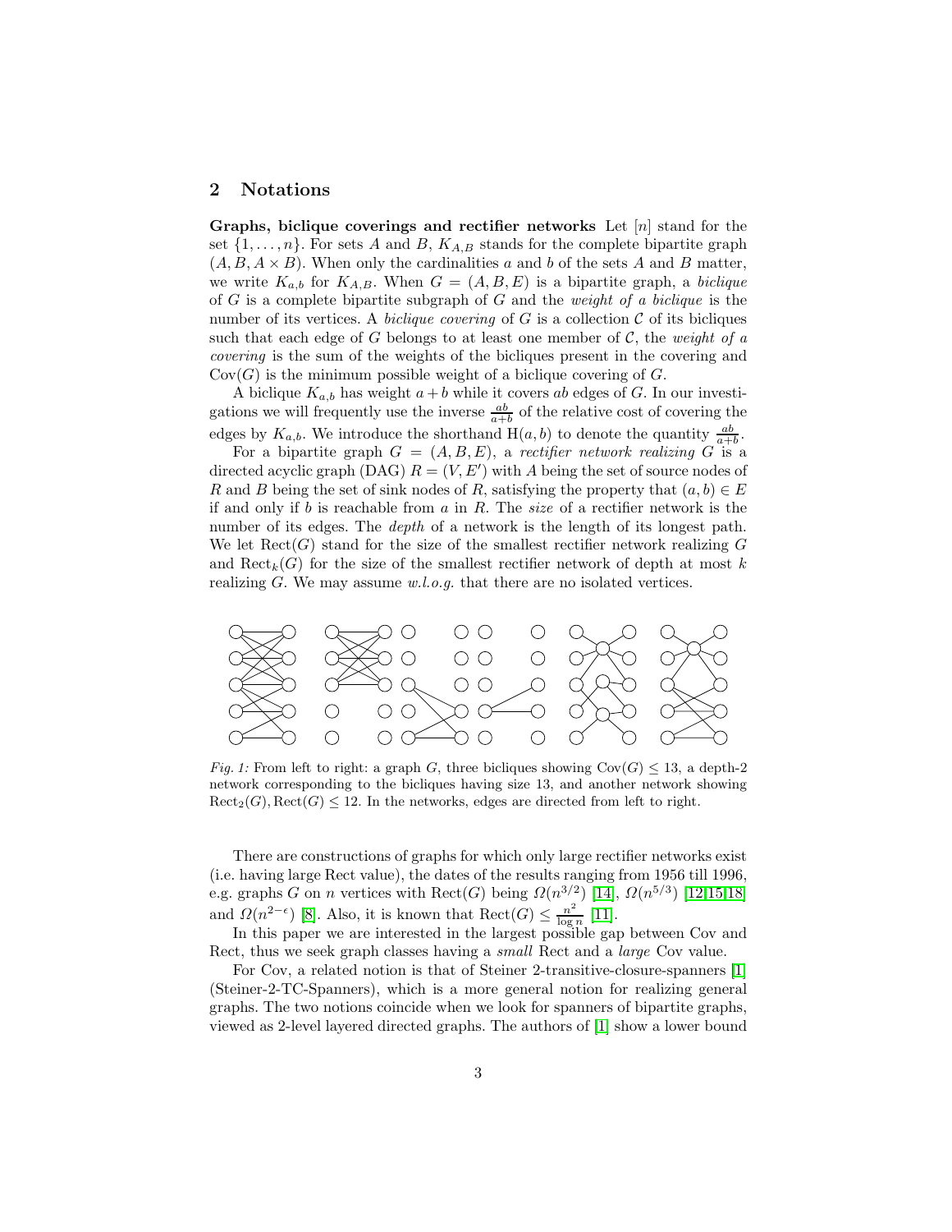## 2 Notations

**Graphs, biclique coverings and rectifier networks** Let $[n]$ stand for the set $\{1, \ldots, n\}$. For sets $A$ and $B$, $K_{A,B}$ stands for the complete bipartite graph $(A, B, A \times B)$. When only the cardinalities $a$ and $b$ of the sets $A$ and $B$ matter, we write $K_{a,b}$ for $K_{A,B}$. When $G = (A, B, E)$ is a bipartite graph, a *biclique* of $G$ is a complete bipartite subgraph of $G$ and the *weight of a biclique* is the number of its vertices. A *biclique covering* of $G$ is a collection $\mathcal{C}$ of its bicliques such that each edge of $G$ belongs to at least one member of $\mathcal{C}$, the *weight of a covering* is the sum of the weights of the bicliques present in the covering and $\mathrm{Cov}(G)$ is the minimum possible weight of a biclique covering of $G$.

A biclique $K_{a,b}$ has weight $a + b$ while it covers $ab$ edges of $G$. In our investigations we will frequently use the inverse $\frac{ab}{a+b}$ of the relative cost of covering the edges by $K_{a,b}$. We introduce the shorthand $\mathrm{H}(a, b)$ to denote the quantity $\frac{ab}{a+b}$.

For a bipartite graph $G = (A, B, E)$, a *rectifier network realizing $G$* is a directed acyclic graph (DAG) $R = (V, E')$ with $A$ being the set of source nodes of $R$ and $B$ being the set of sink nodes of $R$, satisfying the property that $(a, b) \in E$ if and only if $b$ is reachable from $a$ in $R$. The *size* of a rectifier network is the number of its edges. The *depth* of a network is the length of its longest path. We let $\mathrm{Rect}(G)$ stand for the size of the smallest rectifier network realizing $G$ and $\mathrm{Rect}_k(G)$ for the size of the smallest rectifier network of depth at most $k$ realizing $G$. We may assume *w.l.o.g.* that there are no isolated vertices.

*Fig. 1:* From left to right: a graph $G$, three bicliques showing $\mathrm{Cov}(G) \leq 13$, a depth-2 network corresponding to the bicliques having size 13, and another network showing $\mathrm{Rect}_2(G), \mathrm{Rect}(G) \leq 12$. In the networks, edges are directed from left to right.

There are constructions of graphs for which only large rectifier networks exist (i.e. having large Rect value), the dates of the results ranging from 1956 till 1996, e.g. graphs $G$ on $n$ vertices with $\mathrm{Rect}(G)$ being $\Omega(n^{3/2})$ [14], $\Omega(n^{5/3})$ [12,15,18] and $\Omega(n^{2-\epsilon})$ [8]. Also, it is known that $\mathrm{Rect}(G) \leq \frac{n^2}{\log n}$ [11].

In this paper we are interested in the largest possible gap between Cov and Rect, thus we seek graph classes having a *small* Rect and a *large* Cov value.

For Cov, a related notion is that of Steiner 2-transitive-closure-spanners [1] (Steiner-2-TC-Spanners), which is a more general notion for realizing general graphs. The two notions coincide when we look for spanners of bipartite graphs, viewed as 2-level layered directed graphs. The authors of [1] show a lower bound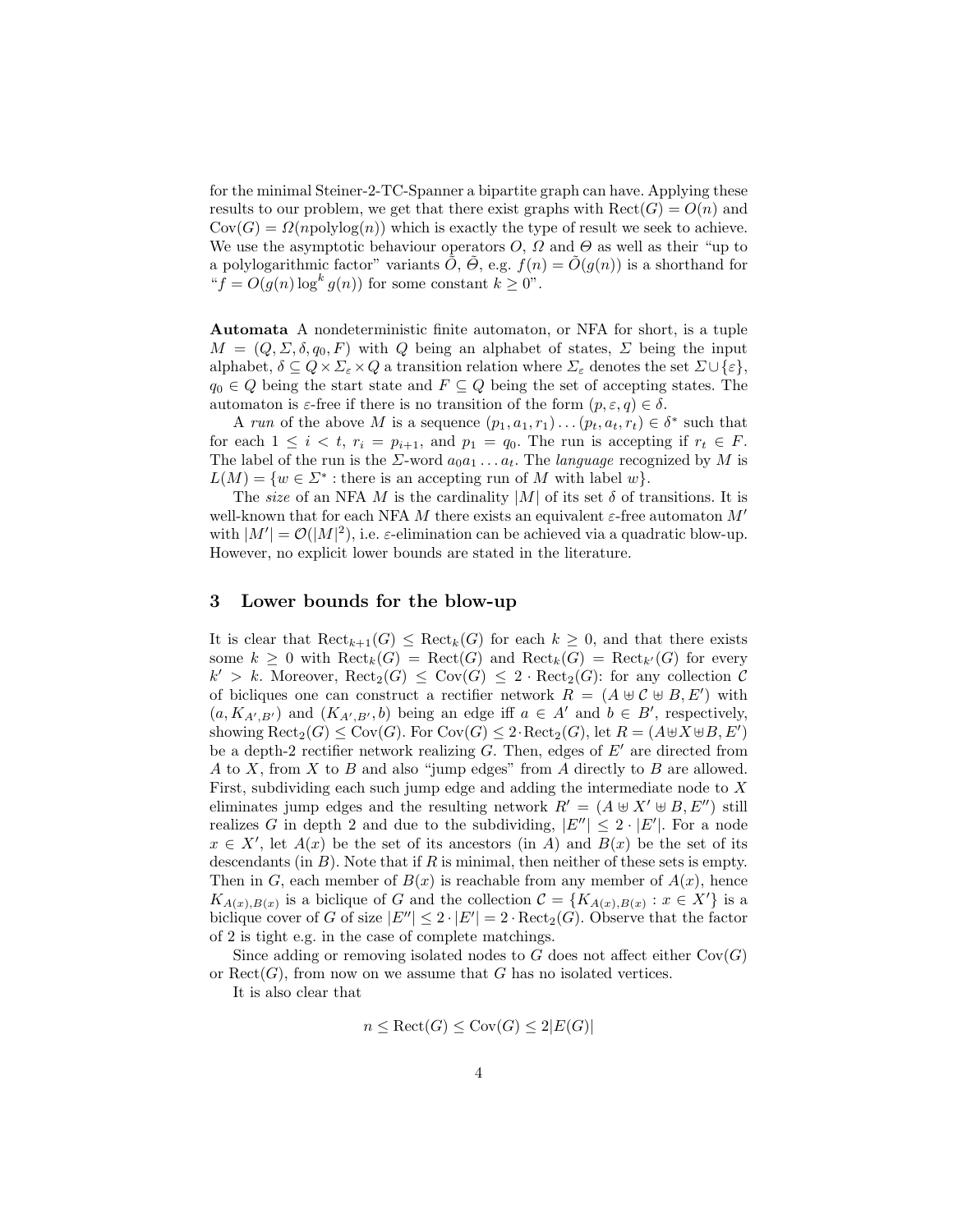for the minimal Steiner-2-TC-Spanner a bipartite graph can have. Applying these results to our problem, we get that there exist graphs with $\mathrm{Rect}(G) = O(n)$ and $\mathrm{Cov}(G) = \Omega(n\mathrm{polylog}(n))$ which is exactly the type of result we seek to achieve. We use the asymptotic behaviour operators $O$, $\Omega$ and $\Theta$ as well as their "up to a polylogarithmic factor" variants $\tilde{O}$, $\tilde{\Theta}$, e.g. $f(n) = \tilde{O}(g(n))$ is a shorthand for "$f = O(g(n)\log^k g(n))$ for some constant $k \geq 0$".

**Automata** A nondeterministic finite automaton, or NFA for short, is a tuple $M = (Q, \Sigma, \delta, q_0, F)$ with $Q$ being an alphabet of states, $\Sigma$ being the input alphabet, $\delta \subseteq Q \times \Sigma_\varepsilon \times Q$ a transition relation where $\Sigma_\varepsilon$ denotes the set $\Sigma \cup \{\varepsilon\}$, $q_0 \in Q$ being the start state and $F \subseteq Q$ being the set of accepting states. The automaton is $\varepsilon$-free if there is no transition of the form $(p, \varepsilon, q) \in \delta$.

A *run* of the above $M$ is a sequence $(p_1, a_1, r_1) \dots (p_t, a_t, r_t) \in \delta^*$ such that for each $1 \leq i < t$, $r_i = p_{i+1}$, and $p_1 = q_0$. The run is accepting if $r_t \in F$. The label of the run is the $\Sigma$-word $a_0 a_1 \dots a_t$. The *language* recognized by $M$ is $L(M) = \{w \in \Sigma^* : \text{there is an accepting run of } M \text{ with label } w\}$.

The *size* of an NFA $M$ is the cardinality $|M|$ of its set $\delta$ of transitions. It is well-known that for each NFA $M$ there exists an equivalent $\varepsilon$-free automaton $M'$ with $|M'| = \mathcal{O}(|M|^2)$, i.e. $\varepsilon$-elimination can be achieved via a quadratic blow-up. However, no explicit lower bounds are stated in the literature.

## 3 Lower bounds for the blow-up

It is clear that $\mathrm{Rect}_{k+1}(G) \leq \mathrm{Rect}_k(G)$ for each $k \geq 0$, and that there exists some $k \geq 0$ with $\mathrm{Rect}_k(G) = \mathrm{Rect}(G)$ and $\mathrm{Rect}_k(G) = \mathrm{Rect}_{k'}(G)$ for every $k' > k$. Moreover, $\mathrm{Rect}_2(G) \leq \mathrm{Cov}(G) \leq 2 \cdot \mathrm{Rect}_2(G)$: for any collection $\mathcal{C}$ of bicliques one can construct a rectifier network $R = (A \uplus \mathcal{C} \uplus B, E')$ with $(a, K_{A',B'})$ and $(K_{A',B'}, b)$ being an edge iff $a \in A'$ and $b \in B'$, respectively, showing $\mathrm{Rect}_2(G) \leq \mathrm{Cov}(G)$. For $\mathrm{Cov}(G) \leq 2 \cdot \mathrm{Rect}_2(G)$, let $R = (A \uplus X \uplus B, E')$ be a depth-2 rectifier network realizing $G$. Then, edges of $E'$ are directed from $A$ to $X$, from $X$ to $B$ and also "jump edges" from $A$ directly to $B$ are allowed. First, subdividing each such jump edge and adding the intermediate node to $X$ eliminates jump edges and the resulting network $R' = (A \uplus X' \uplus B, E'')$ still realizes $G$ in depth 2 and due to the subdividing, $|E''| \leq 2 \cdot |E'|$. For a node $x \in X'$, let $A(x)$ be the set of its ancestors (in $A$) and $B(x)$ be the set of its descendants (in $B$). Note that if $R$ is minimal, then neither of these sets is empty. Then in $G$, each member of $B(x)$ is reachable from any member of $A(x)$, hence $K_{A(x),B(x)}$ is a biclique of $G$ and the collection $\mathcal{C} = \{K_{A(x),B(x)} : x \in X'\}$ is a biclique cover of $G$ of size $|E''| \leq 2 \cdot |E'| = 2 \cdot \mathrm{Rect}_2(G)$. Observe that the factor of 2 is tight e.g. in the case of complete matchings.

Since adding or removing isolated nodes to $G$ does not affect either $\mathrm{Cov}(G)$ or $\mathrm{Rect}(G)$, from now on we assume that $G$ has no isolated vertices.

It is also clear that

$$n \leq \mathrm{Rect}(G) \leq \mathrm{Cov}(G) \leq 2|E(G)|$$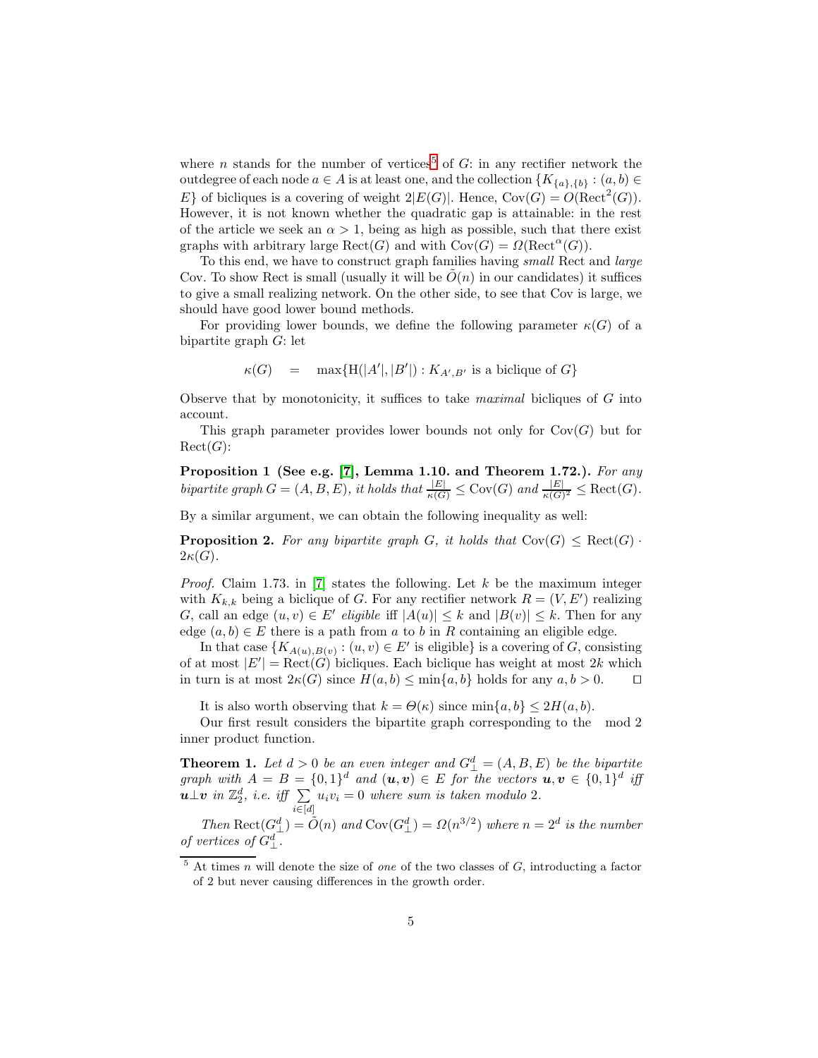where $n$ stands for the number of vertices[5] of $G$: in any rectifier network the outdegree of each node $a \in A$ is at least one, and the collection $\{K_{\{a\},\{b\}} : (a,b) \in E\}$ of bicliques is a covering of weight $2|E(G)|$. Hence, $\mathrm{Cov}(G) = O(\mathrm{Rect}^2(G))$. However, it is not known whether the quadratic gap is attainable: in the rest of the article we seek an $\alpha > 1$, being as high as possible, such that there exist graphs with arbitrary large $\mathrm{Rect}(G)$ and with $\mathrm{Cov}(G) = \Omega(\mathrm{Rect}^{\alpha}(G))$.

To this end, we have to construct graph families having *small* Rect and *large* Cov. To show Rect is small (usually it will be $\tilde{O}(n)$ in our candidates) it suffices to give a small realizing network. On the other side, to see that Cov is large, we should have good lower bound methods.

For providing lower bounds, we define the following parameter $\kappa(G)$ of a bipartite graph $G$: let

$$\kappa(G) \quad = \quad \max\{\mathrm{H}(|A'|, |B'|) : K_{A',B'} \text{ is a biclique of } G\}$$

Observe that by monotonicity, it suffices to take *maximal* bicliques of $G$ into account.

This graph parameter provides lower bounds not only for $\mathrm{Cov}(G)$ but for $\mathrm{Rect}(G)$:

**Proposition 1 (See e.g. [7], Lemma 1.10. and Theorem 1.72.).** *For any bipartite graph $G = (A, B, E)$, it holds that $\frac{|E|}{\kappa(G)} \leq \mathrm{Cov}(G)$ and $\frac{|E|}{\kappa(G)^2} \leq \mathrm{Rect}(G)$.*

By a similar argument, we can obtain the following inequality as well:

**Proposition 2.** *For any bipartite graph $G$, it holds that $\mathrm{Cov}(G) \leq \mathrm{Rect}(G) \cdot 2\kappa(G)$.*

*Proof.* Claim 1.73. in [7] states the following. Let $k$ be the maximum integer with $K_{k,k}$ being a biclique of $G$. For any rectifier network $R = (V, E')$ realizing $G$, call an edge $(u,v) \in E'$ *eligible* iff $|A(u)| \leq k$ and $|B(v)| \leq k$. Then for any edge $(a,b) \in E$ there is a path from $a$ to $b$ in $R$ containing an eligible edge.

In that case $\{K_{A(u),B(v)} : (u,v) \in E' \text{ is eligible}\}$ is a covering of $G$, consisting of at most $|E'| = \mathrm{Rect}(G)$ bicliques. Each biclique has weight at most $2k$ which in turn is at most $2\kappa(G)$ since $H(a,b) \leq \min\{a,b\}$ holds for any $a, b > 0$. $\square$

It is also worth observing that $k = \Theta(\kappa)$ since $\min\{a,b\} \leq 2H(a,b)$.

Our first result considers the bipartite graph corresponding to the $\mod 2$ inner product function.

**Theorem 1.** *Let $d > 0$ be an even integer and $G^d_{\perp} = (A, B, E)$ be the bipartite graph with $A = B = \{0,1\}^d$ and $(\boldsymbol{u}, \boldsymbol{v}) \in E$ for the vectors $\boldsymbol{u}, \boldsymbol{v} \in \{0,1\}^d$ iff $\boldsymbol{u} \perp \boldsymbol{v}$ in $\mathbb{Z}_2^d$, i.e. iff $\sum_{i \in [d]} u_i v_i = 0$ where sum is taken modulo 2.*

*Then $\mathrm{Rect}(G^d_{\perp}) = \tilde{O}(n)$ and $\mathrm{Cov}(G^d_{\perp}) = \Omega(n^{3/2})$ where $n = 2^d$ is the number of vertices of $G^d_{\perp}$.*

---

[5] At times $n$ will denote the size of *one* of the two classes of $G$, introducing a factor of 2 but never causing differences in the growth order.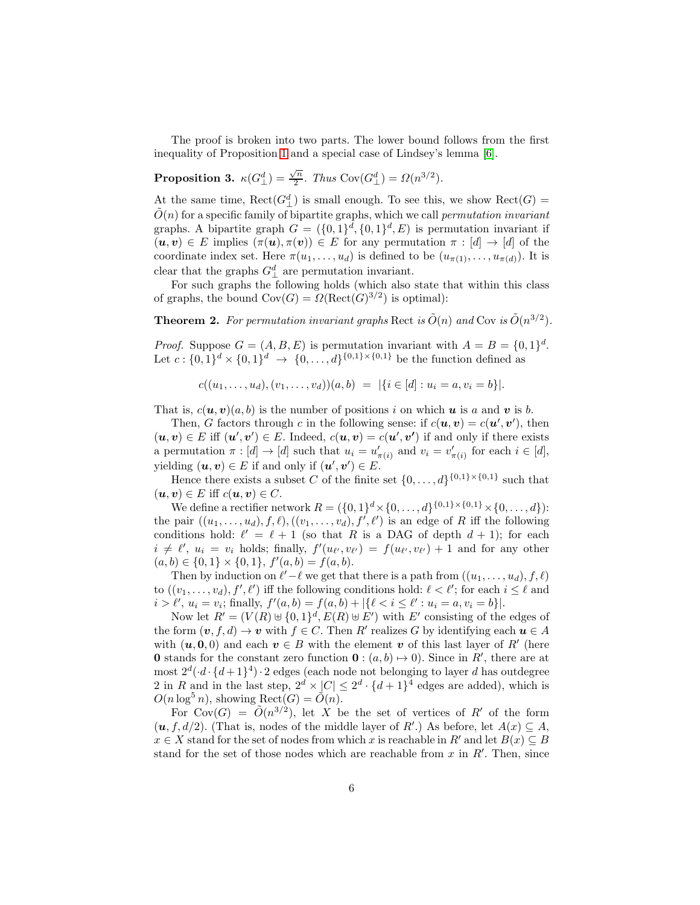The proof is broken into two parts. The lower bound follows from the first inequality of Proposition 1 and a special case of Lindsey's lemma [6].

**Proposition 3.** *$\kappa(G^d_\perp) = \frac{\sqrt{n}}{2}$. Thus $\mathrm{Cov}(G^d_\perp) = \Omega(n^{3/2})$.*

At the same time, $\mathrm{Rect}(G^d_\perp)$ is small enough. To see this, we show $\mathrm{Rect}(G) = \tilde{O}(n)$ for a specific family of bipartite graphs, which we call *permutation invariant* graphs. A bipartite graph $G = (\{0,1\}^d, \{0,1\}^d, E)$ is permutation invariant if $(\boldsymbol{u}, \boldsymbol{v}) \in E$ implies $(\pi(\boldsymbol{u}), \pi(\boldsymbol{v})) \in E$ for any permutation $\pi : [d] \to [d]$ of the coordinate index set. Here $\pi(u_1, \ldots, u_d)$ is defined to be $(u_{\pi(1)}, \ldots, u_{\pi(d)})$. It is clear that the graphs $G^d_\perp$ are permutation invariant.

For such graphs the following holds (which also state that within this class of graphs, the bound $\mathrm{Cov}(G) = \Omega(\mathrm{Rect}(G)^{3/2})$ is optimal):

**Theorem 2.** *For permutation invariant graphs $\mathrm{Rect}$ is $\tilde{O}(n)$ and $\mathrm{Cov}$ is $\tilde{O}(n^{3/2})$.*

*Proof.* Suppose $G = (A, B, E)$ is permutation invariant with $A = B = \{0,1\}^d$. Let $c : \{0,1\}^d \times \{0,1\}^d \to \{0, \ldots, d\}^{\{0,1\} \times \{0,1\}}$ be the function defined as

$$c((u_1, \ldots, u_d), (v_1, \ldots, v_d))(a, b) \;=\; |\{i \in [d] : u_i = a, v_i = b\}|.$$

That is, $c(\boldsymbol{u}, \boldsymbol{v})(a, b)$ is the number of positions $i$ on which $\boldsymbol{u}$ is $a$ and $\boldsymbol{v}$ is $b$.

Then, $G$ factors through $c$ in the following sense: if $c(\boldsymbol{u}, \boldsymbol{v}) = c(\boldsymbol{u'}, \boldsymbol{v'})$, then $(\boldsymbol{u}, \boldsymbol{v}) \in E$ iff $(\boldsymbol{u'}, \boldsymbol{v'}) \in E$. Indeed, $c(\boldsymbol{u}, \boldsymbol{v}) = c(\boldsymbol{u'}, \boldsymbol{v'})$ if and only if there exists a permutation $\pi : [d] \to [d]$ such that $u_i = u'_{\pi(i)}$ and $v_i = v'_{\pi(i)}$ for each $i \in [d]$, yielding $(\boldsymbol{u}, \boldsymbol{v}) \in E$ if and only if $(\boldsymbol{u'}, \boldsymbol{v'}) \in E$.

Hence there exists a subset $C$ of the finite set $\{0, \ldots, d\}^{\{0,1\} \times \{0,1\}}$ such that $(\boldsymbol{u}, \boldsymbol{v}) \in E$ iff $c(\boldsymbol{u}, \boldsymbol{v}) \in C$.

We define a rectifier network $R = (\{0,1\}^d \times \{0, \ldots, d\}^{\{0,1\} \times \{0,1\}} \times \{0, \ldots, d\})$: the pair $((u_1, \ldots, u_d), f, \ell), ((v_1, \ldots, v_d), f', \ell')$ is an edge of $R$ iff the following conditions hold: $\ell' = \ell + 1$ (so that $R$ is a DAG of depth $d + 1$); for each $i \neq \ell'$, $u_i = v_i$ holds; finally, $f'(u_{\ell'}, v_{\ell'}) = f(u_{\ell'}, v_{\ell'}) + 1$ and for any other $(a, b) \in \{0,1\} \times \{0,1\}$, $f'(a, b) = f(a, b)$.

Then by induction on $\ell' - \ell$ we get that there is a path from $((u_1, \ldots, u_d), f, \ell)$ to $((v_1, \ldots, v_d), f', \ell')$ iff the following conditions hold: $\ell < \ell'$; for each $i \leq \ell$ and $i > \ell'$, $u_i = v_i$; finally, $f'(a, b) = f(a, b) + |\{\ell < i \leq \ell' : u_i = a, v_i = b\}|$.

Now let $R' = (V(R) \uplus \{0,1\}^d, E(R) \uplus E')$ with $E'$ consisting of the edges of the form $(\boldsymbol{v}, f, d) \to \boldsymbol{v}$ with $f \in C$. Then $R'$ realizes $G$ by identifying each $\boldsymbol{u} \in A$ with $(\boldsymbol{u}, \boldsymbol{0}, 0)$ and each $\boldsymbol{v} \in B$ with the element $\boldsymbol{v}$ of this last layer of $R'$ (here $\boldsymbol{0}$ stands for the constant zero function $\boldsymbol{0} : (a, b) \mapsto 0$). Since in $R'$, there are at most $2^d(\cdot d \cdot \{d+1\}^4) \cdot 2$ edges (each node not belonging to layer $d$ has outdegree 2 in $R$ and in the last step, $2^d \times |C| \leq 2^d \cdot \{d+1\}^4$ edges are added), which is $O(n \log^5 n)$, showing $\mathrm{Rect}(G) = \tilde{O}(n)$.

For $\mathrm{Cov}(G) = \tilde{O}(n^{3/2})$, let $X$ be the set of vertices of $R'$ of the form $(\boldsymbol{u}, f, d/2)$. (That is, nodes of the middle layer of $R'$.) As before, let $A(x) \subseteq A$, $x \in X$ stand for the set of nodes from which $x$ is reachable in $R'$ and let $B(x) \subseteq B$ stand for the set of those nodes which are reachable from $x$ in $R'$. Then, since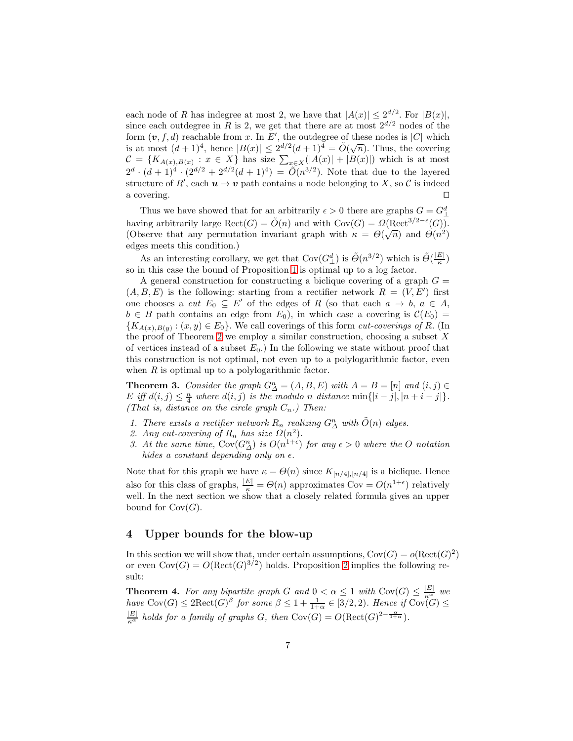each node of $R$ has indegree at most 2, we have that $|A(x)| \leq 2^{d/2}$. For $|B(x)|$, since each outdegree in $R$ is 2, we get that there are at most $2^{d/2}$ nodes of the form $(\boldsymbol{v}, f, d)$ reachable from $x$. In $E'$, the outdegree of these nodes is $|C|$ which is at most $(d+1)^4$, hence $|B(x)| \leq 2^{d/2}(d+1)^4 = \tilde{O}(\sqrt{n})$. Thus, the covering $\mathcal{C} = \{K_{A(x),B(x)} : x \in X\}$ has size $\sum_{x \in X}(|A(x)| + |B(x)|)$ which is at most $2^d \cdot (d+1)^4 \cdot (2^{d/2} + 2^{d/2}(d+1)^4) = \tilde{O}(n^{3/2})$. Note that due to the layered structure of $R'$, each $\boldsymbol{u} \to \boldsymbol{v}$ path contains a node belonging to $X$, so $\mathcal{C}$ is indeed a covering. ◻

Thus we have showed that for an arbitrarily $\epsilon > 0$ there are graphs $G = G^d_\perp$ having arbitrarily large $\text{Rect}(G) = \tilde{O}(n)$ and with $\text{Cov}(G) = \Omega(\text{Rect}^{3/2-\epsilon}(G))$. (Observe that any permutation invariant graph with $\kappa = \Theta(\sqrt{n})$ and $\Theta(n^2)$ edges meets this condition.)

As an interesting corollary, we get that $\text{Cov}(G^d_\perp)$ is $\tilde{\Theta}(n^{3/2})$ which is $\tilde{\Theta}(\frac{|E|}{\kappa})$ so in this case the bound of Proposition 1 is optimal up to a log factor.

A general construction for constructing a biclique covering of a graph $G = (A, B, E)$ is the following: starting from a rectifier network $R = (V, E')$ first one chooses a *cut* $E_0 \subseteq E'$ of the edges of $R$ (so that each $a \to b$, $a \in A$, $b \in B$ path contains an edge from $E_0$), in which case a covering is $\mathcal{C}(E_0) = \{K_{A(x),B(y)} : (x, y) \in E_0\}$. We call coverings of this form *cut-coverings of* $R$. (In the proof of Theorem 2 we employ a similar construction, choosing a subset $X$ of vertices instead of a subset $E_0$.) In the following we state without proof that this construction is not optimal, not even up to a polylogarithmic factor, even when $R$ is optimal up to a polylogarithmic factor.

**Theorem 3.** *Consider the graph $G^n_\Delta = (A, B, E)$ with $A = B = [n]$ and $(i, j) \in E$ iff $d(i, j) \leq \frac{n}{4}$ where $d(i, j)$ is the modulo $n$ distance $\min\{|i - j|, |n + i - j|\}$. (That is, distance on the circle graph $C_n$.) Then:*

1. *There exists a rectifier network $R_n$ realizing $G^n_\Delta$ with $\tilde{O}(n)$ edges.*
2. *Any cut-covering of $R_n$ has size $\Omega(n^2)$.*
3. *At the same time, $\text{Cov}(G^n_\Delta)$ is $O(n^{1+\epsilon})$ for any $\epsilon > 0$ where the $O$ notation hides a constant depending only on $\epsilon$.*

Note that for this graph we have $\kappa = \Theta(n)$ since $K_{[n/4],[n/4]}$ is a biclique. Hence also for this class of graphs, $\frac{|E|}{\kappa} = \Theta(n)$ approximates $\text{Cov} = O(n^{1+\epsilon})$ relatively well. In the next section we show that a closely related formula gives an upper bound for $\text{Cov}(G)$.

## 4 Upper bounds for the blow-up

In this section we will show that, under certain assumptions, $\text{Cov}(G) = o(\text{Rect}(G)^2)$ or even $\text{Cov}(G) = O(\text{Rect}(G)^{3/2})$ holds. Proposition 2 implies the following result:

**Theorem 4.** *For any bipartite graph $G$ and $0 < \alpha \leq 1$ with $\text{Cov}(G) \leq \frac{|E|}{\kappa^\alpha}$ we have $\text{Cov}(G) \leq 2\text{Rect}(G)^\beta$ for some $\beta \leq 1 + \frac{1}{1+\alpha} \in [3/2, 2)$. Hence if $\text{Cov}(G) \leq \frac{|E|}{\kappa^\alpha}$ holds for a family of graphs $G$, then $\text{Cov}(G) = O(\text{Rect}(G)^{2-\frac{\alpha}{1+\alpha}})$.*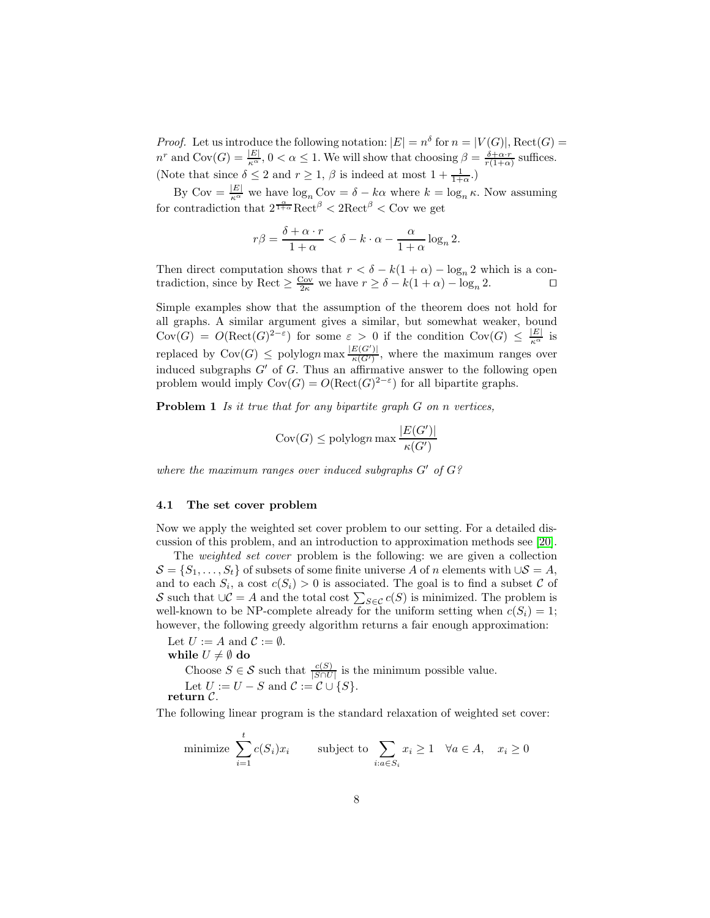*Proof.* Let us introduce the following notation: $|E| = n^\delta$ for $n = |V(G)|$, $\mathrm{Rect}(G) = n^r$ and $\mathrm{Cov}(G) = \frac{|E|}{\kappa^\alpha}$, $0 < \alpha \le 1$. We will show that choosing $\beta = \frac{\delta + \alpha \cdot r}{r(1+\alpha)}$ suffices. (Note that since $\delta \le 2$ and $r \ge 1$, $\beta$ is indeed at most $1 + \frac{1}{1+\alpha}$.)

By $\mathrm{Cov} = \frac{|E|}{\kappa^\alpha}$ we have $\log_n \mathrm{Cov} = \delta - k\alpha$ where $k = \log_n \kappa$. Now assuming for contradiction that $2^{\frac{\alpha}{1+\alpha}} \mathrm{Rect}^\beta < 2\mathrm{Rect}^\beta < \mathrm{Cov}$ we get

$$r\beta = \frac{\delta + \alpha \cdot r}{1+\alpha} < \delta - k \cdot \alpha - \frac{\alpha}{1+\alpha} \log_n 2.$$

Then direct computation shows that $r < \delta - k(1+\alpha) - \log_n 2$ which is a contradiction, since by $\mathrm{Rect} \ge \frac{\mathrm{Cov}}{2\kappa}$ we have $r \ge \delta - k(1+\alpha) - \log_n 2$. $\square$

Simple examples show that the assumption of the theorem does not hold for all graphs. A similar argument gives a similar, but somewhat weaker, bound $\mathrm{Cov}(G) = O(\mathrm{Rect}(G)^{2-\varepsilon})$ for some $\varepsilon > 0$ if the condition $\mathrm{Cov}(G) \le \frac{|E|}{\kappa^\alpha}$ is replaced by $\mathrm{Cov}(G) \le \mathrm{polylog} n \max \frac{|E(G')|}{\kappa(G')}$, where the maximum ranges over induced subgraphs $G'$ of $G$. Thus an affirmative answer to the following open problem would imply $\mathrm{Cov}(G) = O(\mathrm{Rect}(G)^{2-\varepsilon})$ for all bipartite graphs.

**Problem 1** *Is it true that for any bipartite graph $G$ on $n$ vertices,*

$$\mathrm{Cov}(G) \le \mathrm{polylog} n \max \frac{|E(G')|}{\kappa(G')}$$

*where the maximum ranges over induced subgraphs $G'$ of $G$?*

### 4.1 The set cover problem

Now we apply the weighted set cover problem to our setting. For a detailed discussion of this problem, and an introduction to approximation methods see [20].

The *weighted set cover* problem is the following: we are given a collection $\mathcal{S} = \{S_1, \ldots, S_t\}$ of subsets of some finite universe $A$ of $n$ elements with $\cup\mathcal{S} = A$, and to each $S_i$, a cost $c(S_i) > 0$ is associated. The goal is to find a subset $\mathcal{C}$ of $\mathcal{S}$ such that $\cup\mathcal{C} = A$ and the total cost $\sum_{S \in \mathcal{C}} c(S)$ is minimized. The problem is well-known to be NP-complete already for the uniform setting when $c(S_i) = 1$; however, the following greedy algorithm returns a fair enough approximation:

Let $U := A$ and $\mathcal{C} := \emptyset$.
**while** $U \neq \emptyset$ **do**
  Choose $S \in \mathcal{S}$ such that $\frac{c(S)}{|S \cap U|}$ is the minimum possible value.
  Let $U := U - S$ and $\mathcal{C} := \mathcal{C} \cup \{S\}$.
**return** $\mathcal{C}$.

The following linear program is the standard relaxation of weighted set cover:

$$\text{minimize } \sum_{i=1}^{t} c(S_i) x_i \qquad \text{subject to } \sum_{i : a \in S_i} x_i \ge 1 \quad \forall a \in A, \quad x_i \ge 0$$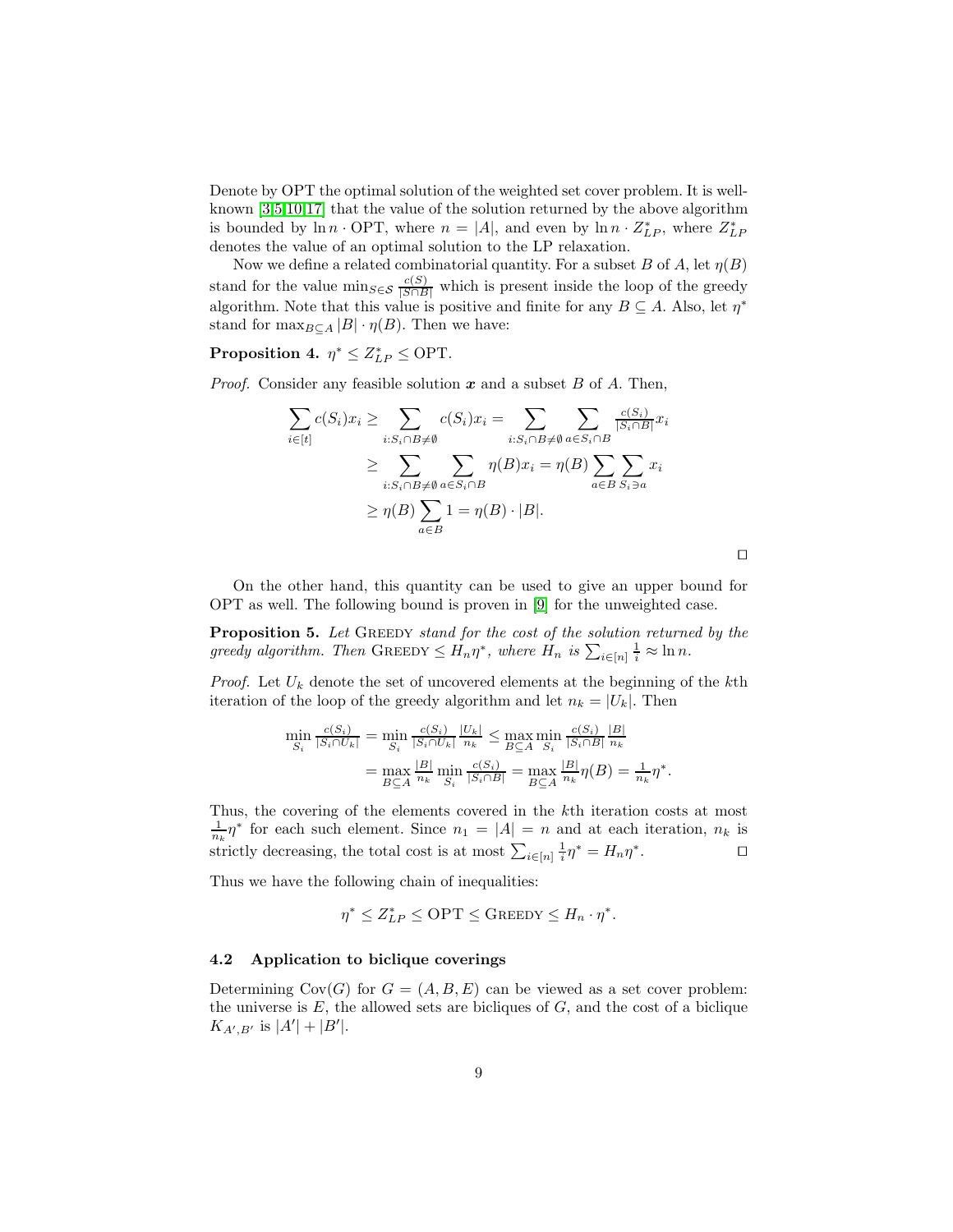Denote by OPT the optimal solution of the weighted set cover problem. It is well-known [3,5,10,17] that the value of the solution returned by the above algorithm is bounded by $\ln n \cdot \mathrm{OPT}$, where $n = |A|$, and even by $\ln n \cdot Z^*_{LP}$, where $Z^*_{LP}$ denotes the value of an optimal solution to the LP relaxation.

Now we define a related combinatorial quantity. For a subset $B$ of $A$, let $\eta(B)$ stand for the value $\min_{S \in \mathcal{S}} \frac{c(S)}{|S \cap B|}$ which is present inside the loop of the greedy algorithm. Note that this value is positive and finite for any $B \subseteq A$. Also, let $\eta^*$ stand for $\max_{B \subseteq A} |B| \cdot \eta(B)$. Then we have:

**Proposition 4.** $\eta^* \leq Z^*_{LP} \leq \mathrm{OPT}$.

*Proof.* Consider any feasible solution $\boldsymbol{x}$ and a subset $B$ of $A$. Then,

$$
\begin{aligned}
\sum_{i \in [t]} c(S_i) x_i &\geq \sum_{i: S_i \cap B \neq \emptyset} c(S_i) x_i = \sum_{i: S_i \cap B \neq \emptyset} \sum_{a \in S_i \cap B} \tfrac{c(S_i)}{|S_i \cap B|} x_i \\
&\geq \sum_{i: S_i \cap B \neq \emptyset} \sum_{a \in S_i \cap B} \eta(B) x_i = \eta(B) \sum_{a \in B} \sum_{S_i \ni a} x_i \\
&\geq \eta(B) \sum_{a \in B} 1 = \eta(B) \cdot |B|.
\end{aligned}
$$

$\square$

On the other hand, this quantity can be used to give an upper bound for OPT as well. The following bound is proven in [9] for the unweighted case.

**Proposition 5.** *Let* Greedy *stand for the cost of the solution returned by the greedy algorithm. Then* $\textsc{Greedy} \leq H_n \eta^*$*, where* $H_n$ *is* $\sum_{i \in [n]} \frac{1}{i} \approx \ln n$.

*Proof.* Let $U_k$ denote the set of uncovered elements at the beginning of the $k$th iteration of the loop of the greedy algorithm and let $n_k = |U_k|$. Then

$$
\begin{aligned}
\min_{S_i} \tfrac{c(S_i)}{|S_i \cap U_k|} &= \min_{S_i} \tfrac{c(S_i)}{|S_i \cap U_k|} \tfrac{|U_k|}{n_k} \leq \max_{B \subseteq A} \min_{S_i} \tfrac{c(S_i)}{|S_i \cap B|} \tfrac{|B|}{n_k} \\
&= \max_{B \subseteq A} \tfrac{|B|}{n_k} \min_{S_i} \tfrac{c(S_i)}{|S_i \cap B|} = \max_{B \subseteq A} \tfrac{|B|}{n_k} \eta(B) = \tfrac{1}{n_k} \eta^*.
\end{aligned}
$$

Thus, the covering of the elements covered in the $k$th iteration costs at most $\frac{1}{n_k}\eta^*$ for each such element. Since $n_1 = |A| = n$ and at each iteration, $n_k$ is strictly decreasing, the total cost is at most $\sum_{i \in [n]} \frac{1}{i} \eta^* = H_n \eta^*$. $\square$

Thus we have the following chain of inequalities:

$$
\eta^* \leq Z^*_{LP} \leq \mathrm{OPT} \leq \textsc{Greedy} \leq H_n \cdot \eta^*.
$$

### 4.2 Application to biclique coverings

Determining $\mathrm{Cov}(G)$ for $G = (A, B, E)$ can be viewed as a set cover problem: the universe is $E$, the allowed sets are bicliques of $G$, and the cost of a biclique $K_{A', B'}$ is $|A'| + |B'|$.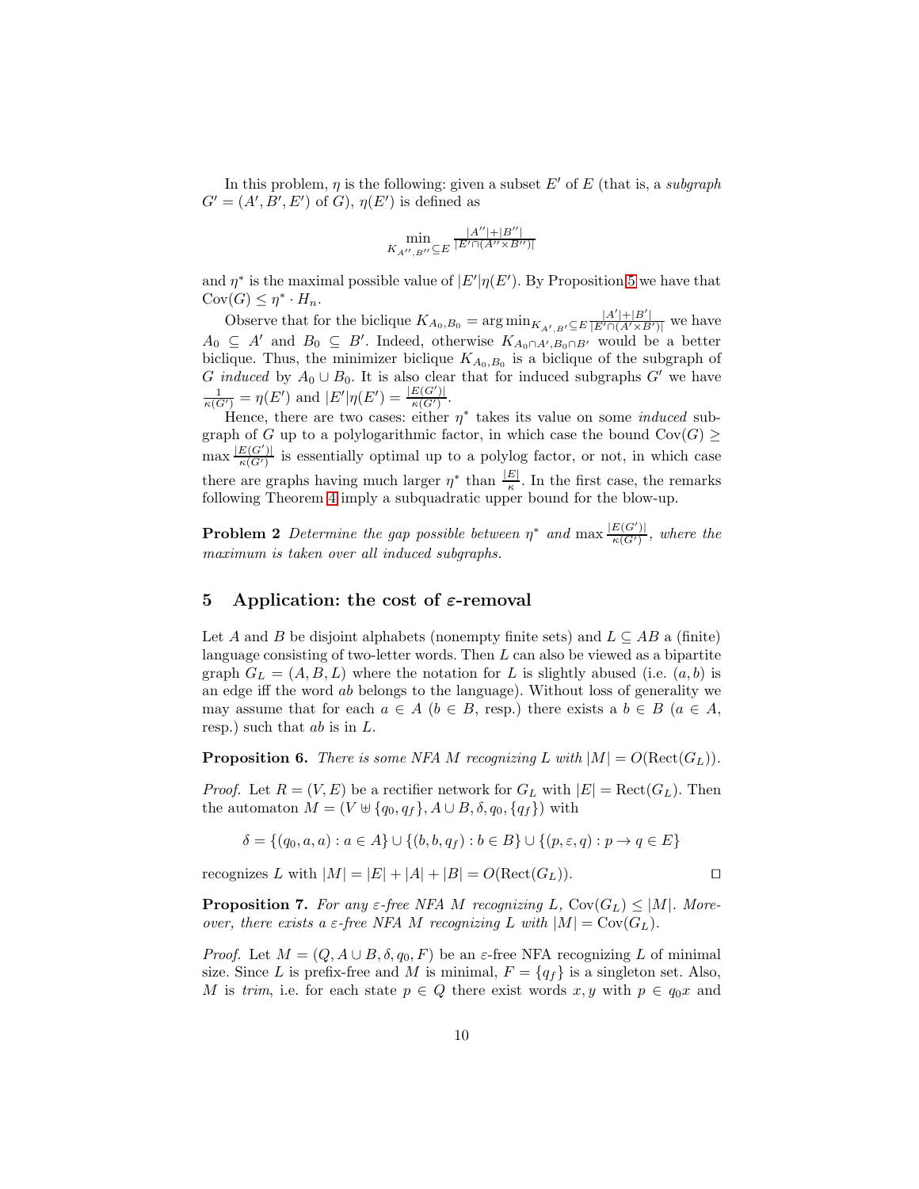In this problem, $\eta$ is the following: given a subset $E'$ of $E$ (that is, a *subgraph* $G' = (A', B', E')$ of $G$), $\eta(E')$ is defined as

$$\min_{K_{A'',B''} \subseteq E} \frac{|A''|+|B''|}{|E' \cap (A'' \times B'')|}$$

and $\eta^*$ is the maximal possible value of $|E'|\eta(E')$. By Proposition 5 we have that $\mathrm{Cov}(G) \leq \eta^* \cdot H_n$.

Observe that for the biclique $K_{A_0,B_0} = \arg\min_{K_{A',B'} \subseteq E} \frac{|A'|+|B'|}{|E' \cap (A' \times B')|}$ we have $A_0 \subseteq A'$ and $B_0 \subseteq B'$. Indeed, otherwise $K_{A_0 \cap A', B_0 \cap B'}$ would be a better biclique. Thus, the minimizer biclique $K_{A_0,B_0}$ is a biclique of the subgraph of $G$ *induced* by $A_0 \cup B_0$. It is also clear that for induced subgraphs $G'$ we have $\frac{1}{\kappa(G')} = \eta(E')$ and $|E'|\eta(E') = \frac{|E(G')|}{\kappa(G')}$.

Hence, there are two cases: either $\eta^*$ takes its value on some *induced* subgraph of $G$ up to a polylogarithmic factor, in which case the bound $\mathrm{Cov}(G) \geq \max \frac{|E(G')|}{\kappa(G')}$ is essentially optimal up to a polylog factor, or not, in which case there are graphs having much larger $\eta^*$ than $\frac{|E|}{\kappa}$. In the first case, the remarks following Theorem 4 imply a subquadratic upper bound for the blow-up.

**Problem 2** *Determine the gap possible between $\eta^*$ and $\max \frac{|E(G')|}{\kappa(G')}$, where the maximum is taken over all induced subgraphs.*

## 5 Application: the cost of $\varepsilon$-removal

Let $A$ and $B$ be disjoint alphabets (nonempty finite sets) and $L \subseteq AB$ a (finite) language consisting of two-letter words. Then $L$ can also be viewed as a bipartite graph $G_L = (A, B, L)$ where the notation for $L$ is slightly abused (i.e. $(a, b)$ is an edge iff the word $ab$ belongs to the language). Without loss of generality we may assume that for each $a \in A$ ($b \in B$, resp.) there exists a $b \in B$ ($a \in A$, resp.) such that $ab$ is in $L$.

**Proposition 6.** *There is some NFA $M$ recognizing $L$ with $|M| = O(\mathrm{Rect}(G_L))$.*

*Proof.* Let $R = (V, E)$ be a rectifier network for $G_L$ with $|E| = \mathrm{Rect}(G_L)$. Then the automaton $M = (V \uplus \{q_0, q_f\}, A \cup B, \delta, q_0, \{q_f\})$ with

$$\delta = \{(q_0, a, a) : a \in A\} \cup \{(b, b, q_f) : b \in B\} \cup \{(p, \varepsilon, q) : p \to q \in E\}$$

recognizes $L$ with $|M| = |E| + |A| + |B| = O(\mathrm{Rect}(G_L))$. ◻

**Proposition 7.** *For any $\varepsilon$-free NFA $M$ recognizing $L$, $\mathrm{Cov}(G_L) \leq |M|$. Moreover, there exists a $\varepsilon$-free NFA $M$ recognizing $L$ with $|M| = \mathrm{Cov}(G_L)$.*

*Proof.* Let $M = (Q, A \cup B, \delta, q_0, F)$ be an $\varepsilon$-free NFA recognizing $L$ of minimal size. Since $L$ is prefix-free and $M$ is minimal, $F = \{q_f\}$ is a singleton set. Also, $M$ is *trim*, i.e. for each state $p \in Q$ there exist words $x, y$ with $p \in q_0 x$ and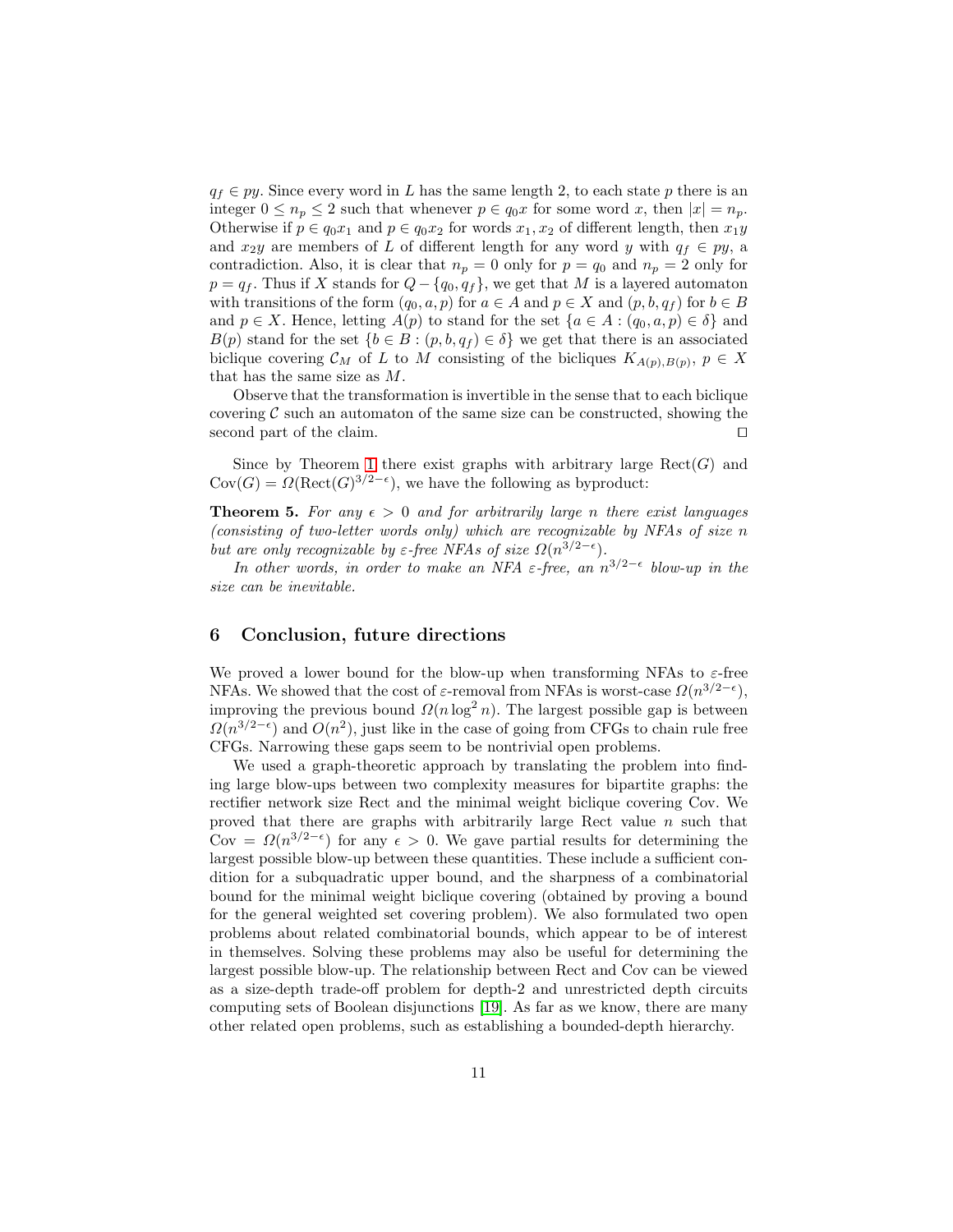$q_f \in py$. Since every word in $L$ has the same length 2, to each state $p$ there is an integer $0 \leq n_p \leq 2$ such that whenever $p \in q_0 x$ for some word $x$, then $|x| = n_p$. Otherwise if $p \in q_0 x_1$ and $p \in q_0 x_2$ for words $x_1, x_2$ of different length, then $x_1 y$ and $x_2 y$ are members of $L$ of different length for any word $y$ with $q_f \in py$, a contradiction. Also, it is clear that $n_p = 0$ only for $p = q_0$ and $n_p = 2$ only for $p = q_f$. Thus if $X$ stands for $Q - \{q_0, q_f\}$, we get that $M$ is a layered automaton with transitions of the form $(q_0, a, p)$ for $a \in A$ and $p \in X$ and $(p, b, q_f)$ for $b \in B$ and $p \in X$. Hence, letting $A(p)$ to stand for the set $\{a \in A : (q_0, a, p) \in \delta\}$ and $B(p)$ stand for the set $\{b \in B : (p, b, q_f) \in \delta\}$ we get that there is an associated biclique covering $\mathcal{C}_M$ of $L$ to $M$ consisting of the bicliques $K_{A(p),B(p)}$, $p \in X$ that has the same size as $M$.

Observe that the transformation is invertible in the sense that to each biclique covering $\mathcal{C}$ such an automaton of the same size can be constructed, showing the second part of the claim. ◻

Since by Theorem 1 there exist graphs with arbitrary large $\mathrm{Rect}(G)$ and $\mathrm{Cov}(G) = \Omega(\mathrm{Rect}(G)^{3/2-\epsilon})$, we have the following as byproduct:

**Theorem 5.** *For any $\epsilon > 0$ and for arbitrarily large $n$ there exist languages (consisting of two-letter words only) which are recognizable by NFAs of size $n$ but are only recognizable by $\varepsilon$-free NFAs of size $\Omega(n^{3/2-\epsilon})$.*

*In other words, in order to make an NFA $\varepsilon$-free, an $n^{3/2-\epsilon}$ blow-up in the size can be inevitable.*

## 6 Conclusion, future directions

We proved a lower bound for the blow-up when transforming NFAs to $\varepsilon$-free NFAs. We showed that the cost of $\varepsilon$-removal from NFAs is worst-case $\Omega(n^{3/2-\epsilon})$, improving the previous bound $\Omega(n \log^2 n)$. The largest possible gap is between $\Omega(n^{3/2-\epsilon})$ and $O(n^2)$, just like in the case of going from CFGs to chain rule free CFGs. Narrowing these gaps seem to be nontrivial open problems.

We used a graph-theoretic approach by translating the problem into finding large blow-ups between two complexity measures for bipartite graphs: the rectifier network size Rect and the minimal weight biclique covering Cov. We proved that there are graphs with arbitrarily large Rect value $n$ such that $\mathrm{Cov} = \Omega(n^{3/2-\epsilon})$ for any $\epsilon > 0$. We gave partial results for determining the largest possible blow-up between these quantities. These include a sufficient condition for a subquadratic upper bound, and the sharpness of a combinatorial bound for the minimal weight biclique covering (obtained by proving a bound for the general weighted set covering problem). We also formulated two open problems about related combinatorial bounds, which appear to be of interest in themselves. Solving these problems may also be useful for determining the largest possible blow-up. The relationship between Rect and Cov can be viewed as a size-depth trade-off problem for depth-2 and unrestricted depth circuits computing sets of Boolean disjunctions [19]. As far as we know, there are many other related open problems, such as establishing a bounded-depth hierarchy.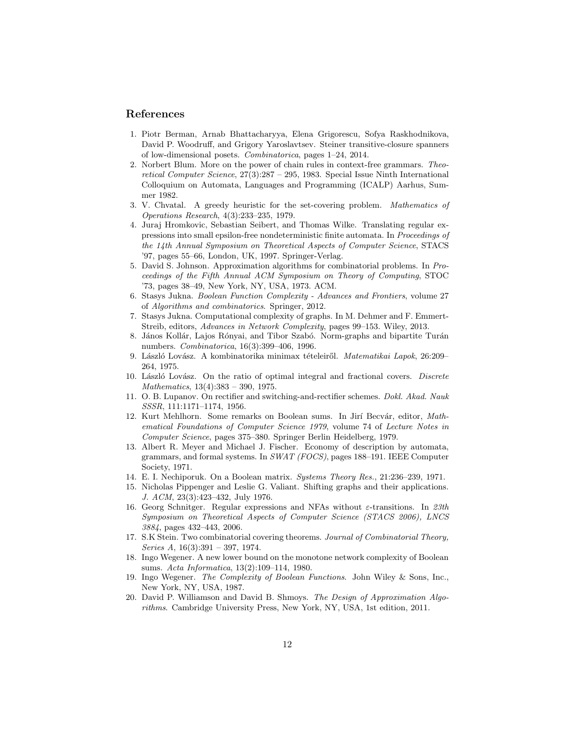## References

1. Piotr Berman, Arnab Bhattacharyya, Elena Grigorescu, Sofya Raskhodnikova, David P. Woodruff, and Grigory Yaroslavtsev. Steiner transitive-closure spanners of low-dimensional posets. *Combinatorica*, pages 1–24, 2014.
2. Norbert Blum. More on the power of chain rules in context-free grammars. *Theoretical Computer Science*, 27(3):287 – 295, 1983. Special Issue Ninth International Colloquium on Automata, Languages and Programming (ICALP) Aarhus, Summer 1982.
3. V. Chvatal. A greedy heuristic for the set-covering problem. *Mathematics of Operations Research*, 4(3):233–235, 1979.
4. Juraj Hromkovic, Sebastian Seibert, and Thomas Wilke. Translating regular expressions into small epsilon-free nondeterministic finite automata. In *Proceedings of the 14th Annual Symposium on Theoretical Aspects of Computer Science*, STACS '97, pages 55–66, London, UK, 1997. Springer-Verlag.
5. David S. Johnson. Approximation algorithms for combinatorial problems. In *Proceedings of the Fifth Annual ACM Symposium on Theory of Computing*, STOC '73, pages 38–49, New York, NY, USA, 1973. ACM.
6. Stasys Jukna. *Boolean Function Complexity - Advances and Frontiers*, volume 27 of *Algorithms and combinatorics*. Springer, 2012.
7. Stasys Jukna. Computational complexity of graphs. In M. Dehmer and F. Emmert-Streib, editors, *Advances in Network Complexity*, pages 99–153. Wiley, 2013.
8. János Kollár, Lajos Rónyai, and Tibor Szabó. Norm-graphs and bipartite Turán numbers. *Combinatorica*, 16(3):399–406, 1996.
9. László Lovász. A kombinatorika minimax tételeiről. *Matematikai Lapok*, 26:209–264, 1975.
10. László Lovász. On the ratio of optimal integral and fractional covers. *Discrete Mathematics*, 13(4):383 – 390, 1975.
11. O. B. Lupanov. On rectifier and switching-and-rectifier schemes. *Dokl. Akad. Nauk SSSR*, 111:1171–1174, 1956.
12. Kurt Mehlhorn. Some remarks on Boolean sums. In Jirí Becvár, editor, *Mathematical Foundations of Computer Science 1979*, volume 74 of *Lecture Notes in Computer Science*, pages 375–380. Springer Berlin Heidelberg, 1979.
13. Albert R. Meyer and Michael J. Fischer. Economy of description by automata, grammars, and formal systems. In *SWAT (FOCS)*, pages 188–191. IEEE Computer Society, 1971.
14. E. I. Nechiporuk. On a Boolean matrix. *Systems Theory Res.*, 21:236–239, 1971.
15. Nicholas Pippenger and Leslie G. Valiant. Shifting graphs and their applications. *J. ACM*, 23(3):423–432, July 1976.
16. Georg Schnitger. Regular expressions and NFAs without $\varepsilon$-transitions. In *23th Symposium on Theoretical Aspects of Computer Science (STACS 2006), LNCS 3884*, pages 432–443, 2006.
17. S.K Stein. Two combinatorial covering theorems. *Journal of Combinatorial Theory, Series A*, 16(3):391 – 397, 1974.
18. Ingo Wegener. A new lower bound on the monotone network complexity of Boolean sums. *Acta Informatica*, 13(2):109–114, 1980.
19. Ingo Wegener. *The Complexity of Boolean Functions*. John Wiley & Sons, Inc., New York, NY, USA, 1987.
20. David P. Williamson and David B. Shmoys. *The Design of Approximation Algorithms*. Cambridge University Press, New York, NY, USA, 1st edition, 2011.